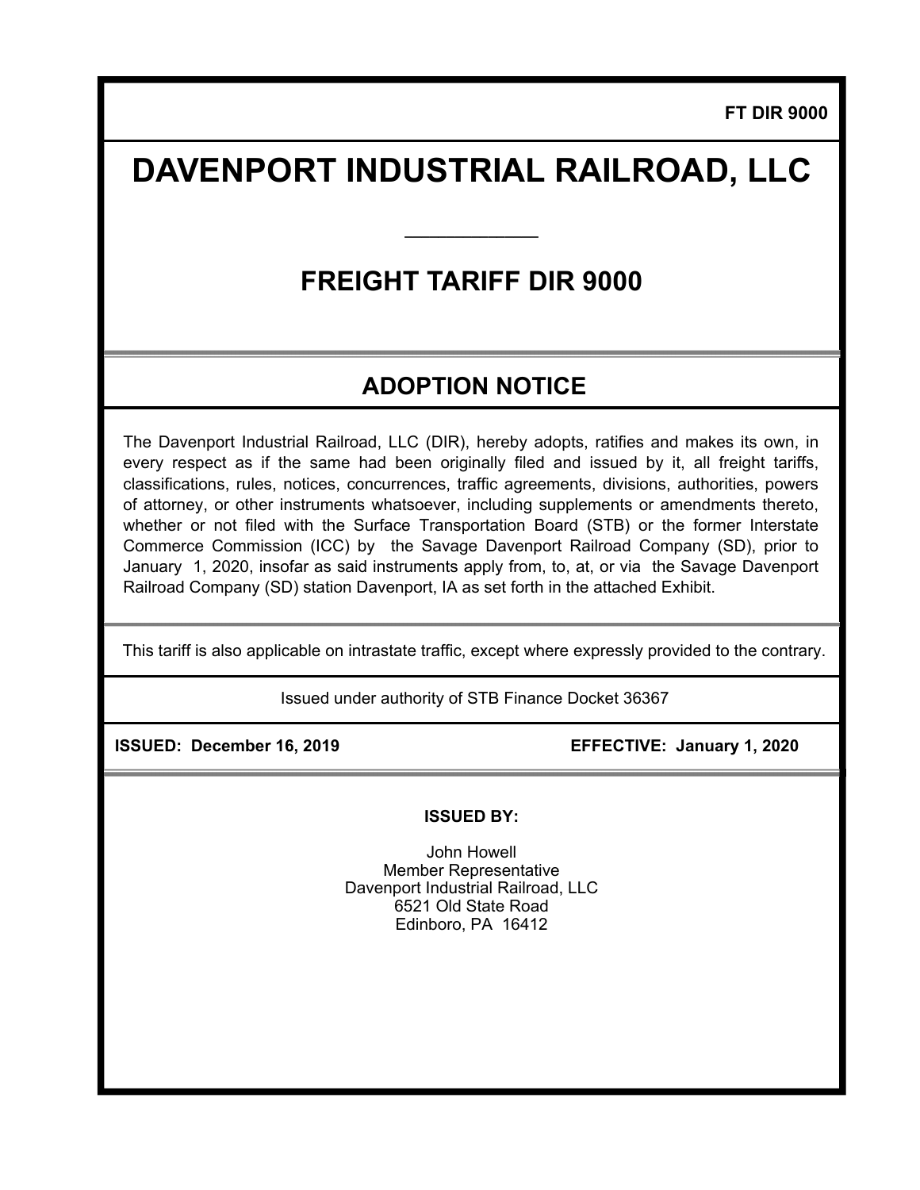**FT DIR 9000**

# DAVENPORT INDUSTRIAL RAILROAD, LLC

## FREIGHT TARIFF DIR 9000

## ADOPTION NOTICE

The Davenport Industrial Railroad, LLC (DIR), hereby adopts, ratifies and makes its own, in every respect as if the same had been originally filed and issued by it, all freight tariffs, classifications, rules, notices, concurrences, traffic agreements, divisions, authorities, powers of attorney, or other instruments whatsoever, including supplements or amendments thereto, whether or not filed with the Surface Transportation Board (STB) or the former Interstate Commerce Commission (ICC) by the Savage Davenport Railroad Company (SD), prior to January 1, 2020, insofar as said instruments apply from, to, at, or via the Savage Davenport Railroad Company (SD) station Davenport, IA as set forth in the attached Exhibit.

This tariff is also applicable on intrastate traffic, except where expressly provided to the contrary.

Issued under authority of STB Finance Docket 36367

**ISSUED: December 16, 2019** **EFFECTIVE: January 1, 2020**

**ISSUED BY:**

John Howell
Member Representative
Davenport Industrial Railroad, LLC
6521 Old State Road
Edinboro, PA 16412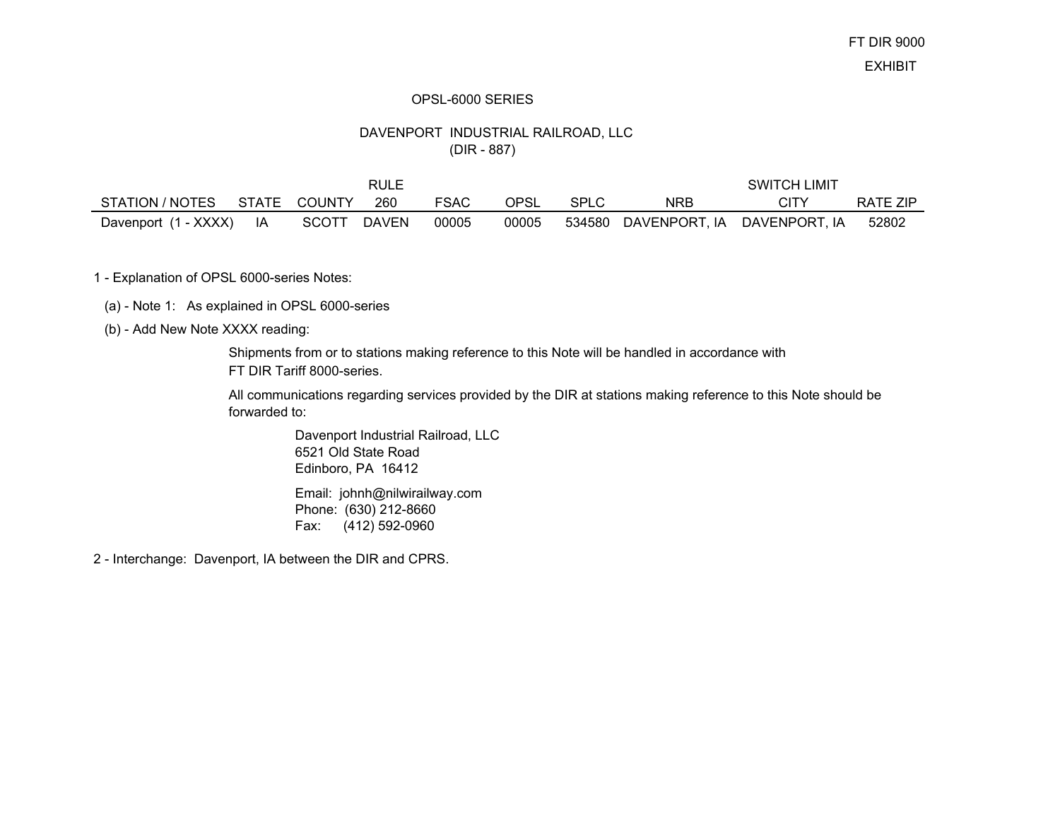FT DIR 9000

EXHIBIT

OPSL-6000 SERIES

DAVENPORT INDUSTRIAL RAILROAD, LLC
(DIR - 887)

| STATION / NOTES | STATE | COUNTY | RULE 260 | FSAC | OPSL | SPLC | NRB | SWITCH LIMIT CITY | RATE ZIP |
|---|---|---|---|---|---|---|---|---|---|
| Davenport (1 - XXXX) | IA | SCOTT | DAVEN | 00005 | 00005 | 534580 | DAVENPORT, IA | DAVENPORT, IA | 52802 |

1 - Explanation of OPSL 6000-series Notes:

(a) - Note 1: As explained in OPSL 6000-series

(b) - Add New Note XXXX reading:

Shipments from or to stations making reference to this Note will be handled in accordance with FT DIR Tariff 8000-series.

All communications regarding services provided by the DIR at stations making reference to this Note should be forwarded to:

Davenport Industrial Railroad, LLC
6521 Old State Road
Edinboro, PA 16412

Email: johnh@nilwirailway.com
Phone: (630) 212-8660
Fax: (412) 592-0960

2 - Interchange: Davenport, IA between the DIR and CPRS.